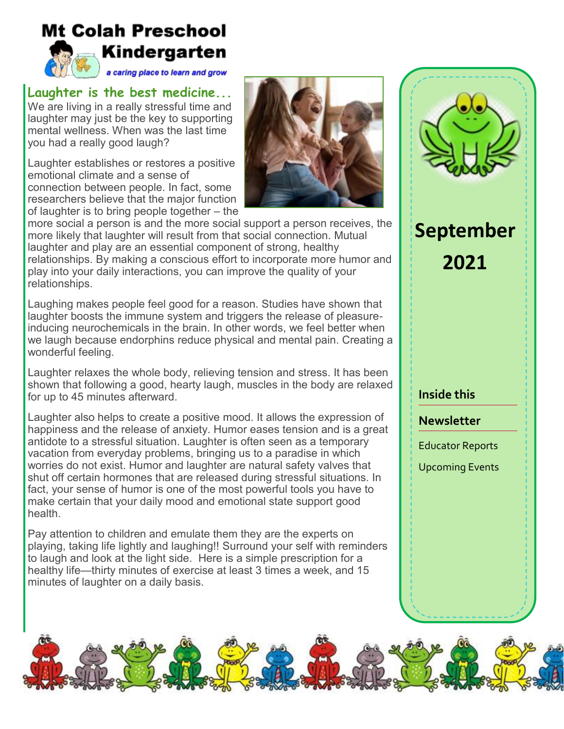# Mt Colah Preschool Kindergarten

*a caring place to learn and grow*

**September 2021**

**Inside this Newsletter**

- Educator Reports
- Upcoming Events

## Laughter is the best medicine...

We are living in a really stressful time and laughter may just be the key to supporting mental wellness. When was the last time you had a really good laugh?

Laughter establishes or restores a positive emotional climate and a sense of connection between people. In fact, some researchers believe that the major function of laughter is to bring people together – the more social a person is and the more social support a person receives, the more likely that laughter will result from that social connection. Mutual laughter and play are an essential component of strong, healthy relationships. By making a conscious effort to incorporate more humor and play into your daily interactions, you can improve the quality of your relationships.

Laughing makes people feel good for a reason. Studies have shown that laughter boosts the immune system and triggers the release of pleasure-inducing neurochemicals in the brain. In other words, we feel better when we laugh because endorphins reduce physical and mental pain. Creating a wonderful feeling.

Laughter relaxes the whole body, relieving tension and stress. It has been shown that following a good, hearty laugh, muscles in the body are relaxed for up to 45 minutes afterward.

Laughter also helps to create a positive mood. It allows the expression of happiness and the release of anxiety. Humor eases tension and is a great antidote to a stressful situation. Laughter is often seen as a temporary vacation from everyday problems, bringing us to a paradise in which worries do not exist. Humor and laughter are natural safety valves that shut off certain hormones that are released during stressful situations. In fact, your sense of humor is one of the most powerful tools you have to make certain that your daily mood and emotional state support good health.

Pay attention to children and emulate them they are the experts on playing, taking life lightly and laughing!! Surround your self with reminders to laugh and look at the light side. Here is a simple prescription for a healthy life—thirty minutes of exercise at least 3 times a week, and 15 minutes of laughter on a daily basis.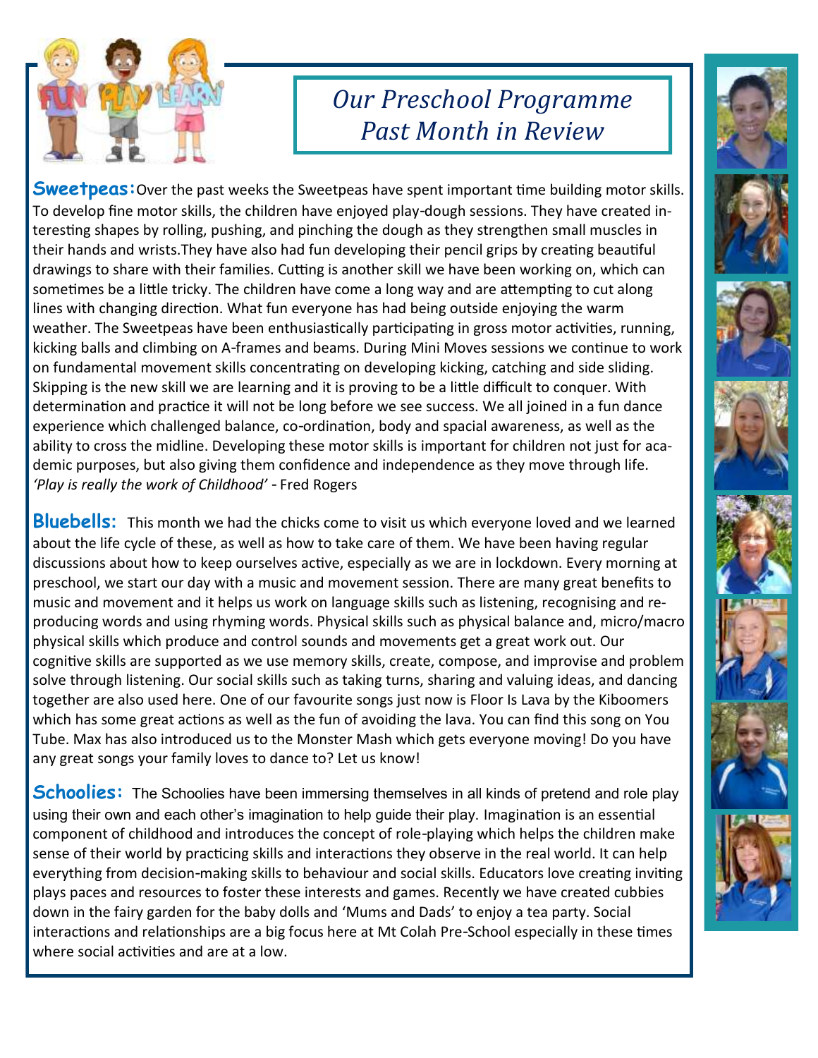# Our Preschool Programme Past Month in Review

**Sweetpeas:** Over the past weeks the Sweetpeas have spent important time building motor skills. To develop fine motor skills, the children have enjoyed play-dough sessions. They have created interesting shapes by rolling, pushing, and pinching the dough as they strengthen small muscles in their hands and wrists.They have also had fun developing their pencil grips by creating beautiful drawings to share with their families. Cutting is another skill we have been working on, which can sometimes be a little tricky. The children have come a long way and are attempting to cut along lines with changing direction. What fun everyone has had being outside enjoying the warm weather. The Sweetpeas have been enthusiastically participating in gross motor activities, running, kicking balls and climbing on A-frames and beams. During Mini Moves sessions we continue to work on fundamental movement skills concentrating on developing kicking, catching and side sliding. Skipping is the new skill we are learning and it is proving to be a little difficult to conquer. With determination and practice it will not be long before we see success. We all joined in a fun dance experience which challenged balance, co-ordination, body and spacial awareness, as well as the ability to cross the midline. Developing these motor skills is important for children not just for academic purposes, but also giving them confidence and independence as they move through life. *'Play is really the work of Childhood'* - Fred Rogers

**Bluebells:** This month we had the chicks come to visit us which everyone loved and we learned about the life cycle of these, as well as how to take care of them. We have been having regular discussions about how to keep ourselves active, especially as we are in lockdown. Every morning at preschool, we start our day with a music and movement session. There are many great benefits to music and movement and it helps us work on language skills such as listening, recognising and reproducing words and using rhyming words. Physical skills such as physical balance and, micro/macro physical skills which produce and control sounds and movements get a great work out. Our cognitive skills are supported as we use memory skills, create, compose, and improvise and problem solve through listening. Our social skills such as taking turns, sharing and valuing ideas, and dancing together are also used here. One of our favourite songs just now is Floor Is Lava by the Kiboomers which has some great actions as well as the fun of avoiding the lava. You can find this song on You Tube. Max has also introduced us to the Monster Mash which gets everyone moving! Do you have any great songs your family loves to dance to? Let us know!

**Schoolies:** The Schoolies have been immersing themselves in all kinds of pretend and role play using their own and each other's imagination to help guide their play. Imagination is an essential component of childhood and introduces the concept of role-playing which helps the children make sense of their world by practicing skills and interactions they observe in the real world. It can help everything from decision-making skills to behaviour and social skills. Educators love creating inviting plays paces and resources to foster these interests and games. Recently we have created cubbies down in the fairy garden for the baby dolls and 'Mums and Dads' to enjoy a tea party. Social interactions and relationships are a big focus here at Mt Colah Pre-School especially in these times where social activities and are at a low.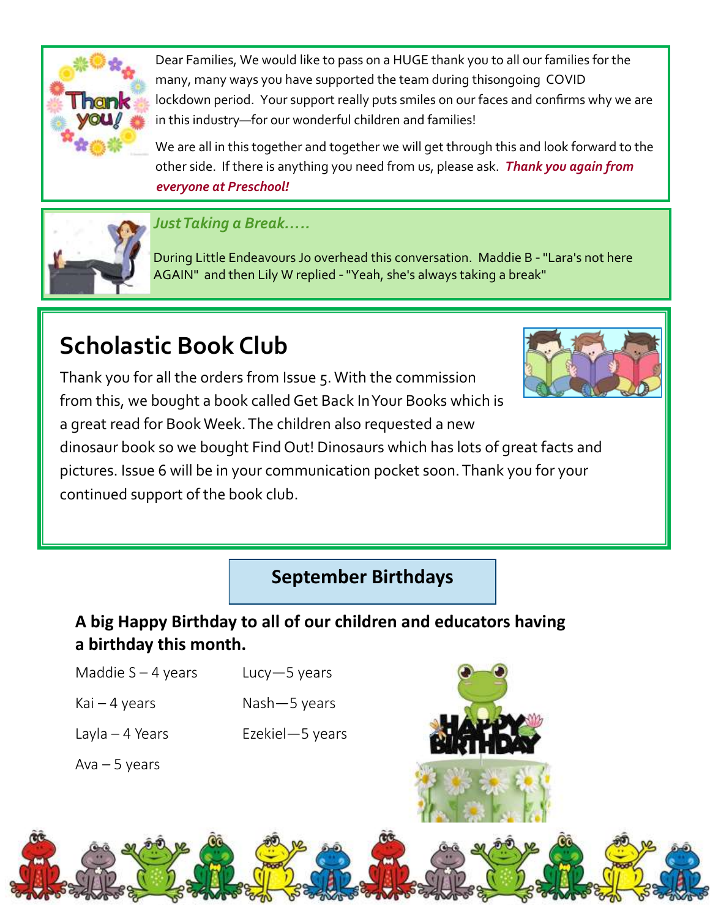Dear Families, We would like to pass on a HUGE thank you to all our families for the many, many ways you have supported the team during thisongoing COVID lockdown period. Your support really puts smiles on our faces and confirms why we are in this industry—for our wonderful children and families!

We are all in this together and together we will get through this and look forward to the other side. If there is anything you need from us, please ask. ***Thank you again from everyone at Preschool!***

***Just Taking a Break.....***

During Little Endeavours Jo overhead this conversation. Maddie B - "Lara's not here AGAIN" and then Lily W replied - "Yeah, she's always taking a break"

## Scholastic Book Club

Thank you for all the orders from Issue 5. With the commission from this, we bought a book called Get Back In Your Books which is a great read for Book Week. The children also requested a new dinosaur book so we bought Find Out! Dinosaurs which has lots of great facts and pictures. Issue 6 will be in your communication pocket soon. Thank you for your continued support of the book club.

## September Birthdays

**A big Happy Birthday to all of our children and educators having a birthday this month.**

Maddie S – 4 years

Kai – 4 years

Layla – 4 Years

Ava – 5 years

Lucy—5 years

Nash—5 years

Ezekiel—5 years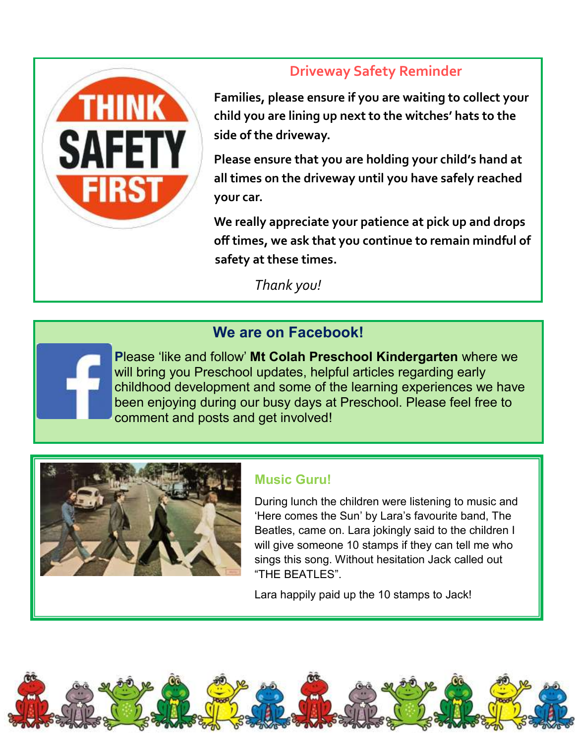## Driveway Safety Reminder

**Families, please ensure if you are waiting to collect your child you are lining up next to the witches' hats to the side of the driveway.**

**Please ensure that you are holding your child's hand at all times on the driveway until you have safely reached your car.**

**We really appreciate your patience at pick up and drops off times, we ask that you continue to remain mindful of safety at these times.**

*Thank you!*

## We are on Facebook!

Please 'like and follow' **Mt Colah Preschool Kindergarten** where we will bring you Preschool updates, helpful articles regarding early childhood development and some of the learning experiences we have been enjoying during our busy days at Preschool. Please feel free to comment and posts and get involved!

## Music Guru!

During lunch the children were listening to music and 'Here comes the Sun' by Lara's favourite band, The Beatles, came on. Lara jokingly said to the children I will give someone 10 stamps if they can tell me who sings this song. Without hesitation Jack called out "THE BEATLES".

Lara happily paid up the 10 stamps to Jack!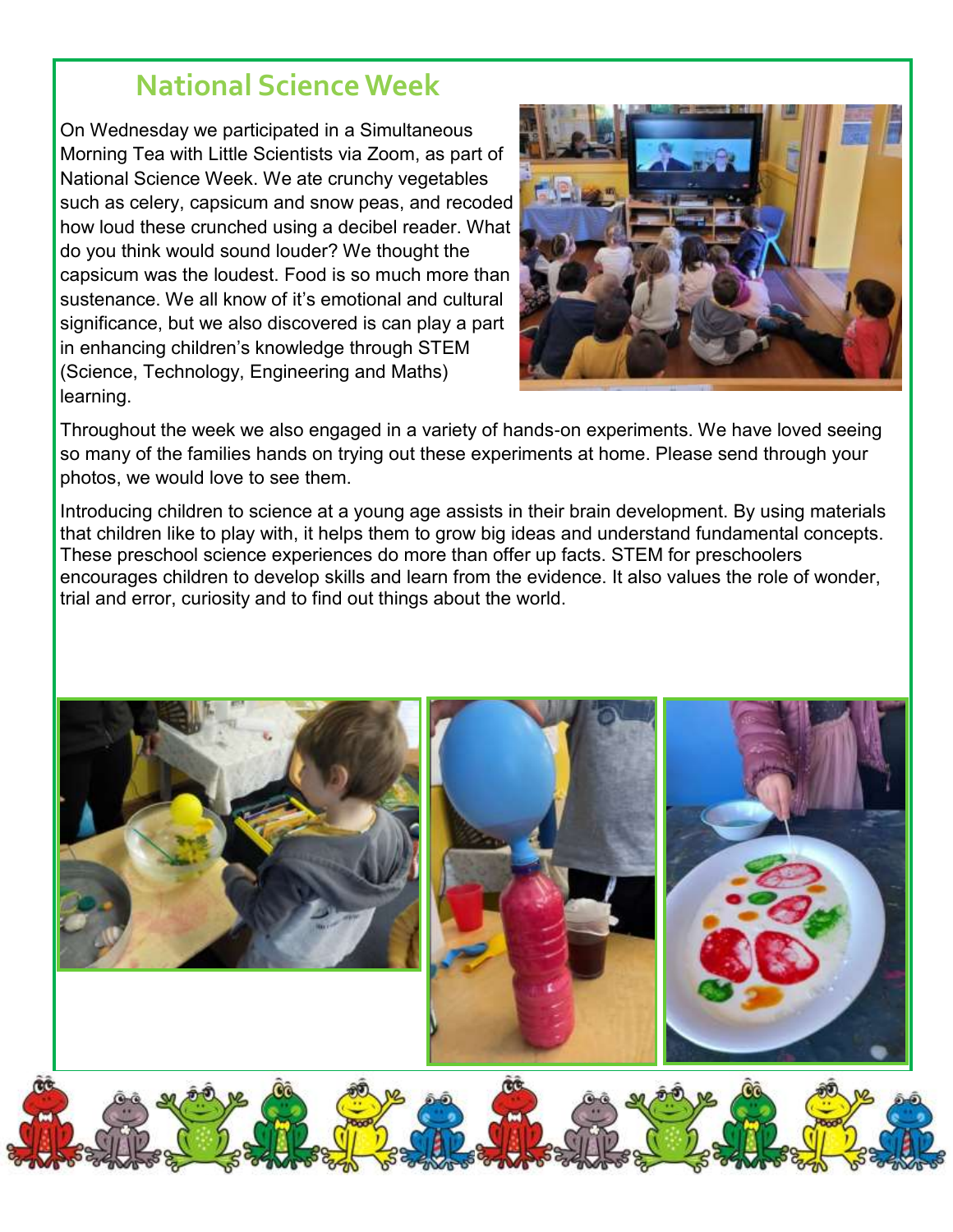# National Science Week

On Wednesday we participated in a Simultaneous Morning Tea with Little Scientists via Zoom, as part of National Science Week. We ate crunchy vegetables such as celery, capsicum and snow peas, and recoded how loud these crunched using a decibel reader. What do you think would sound louder? We thought the capsicum was the loudest. Food is so much more than sustenance. We all know of it's emotional and cultural significance, but we also discovered is can play a part in enhancing children's knowledge through STEM (Science, Technology, Engineering and Maths) learning.

Throughout the week we also engaged in a variety of hands-on experiments. We have loved seeing so many of the families hands on trying out these experiments at home. Please send through your photos, we would love to see them.

Introducing children to science at a young age assists in their brain development. By using materials that children like to play with, it helps them to grow big ideas and understand fundamental concepts. These preschool science experiences do more than offer up facts. STEM for preschoolers encourages children to develop skills and learn from the evidence. It also values the role of wonder, trial and error, curiosity and to find out things about the world.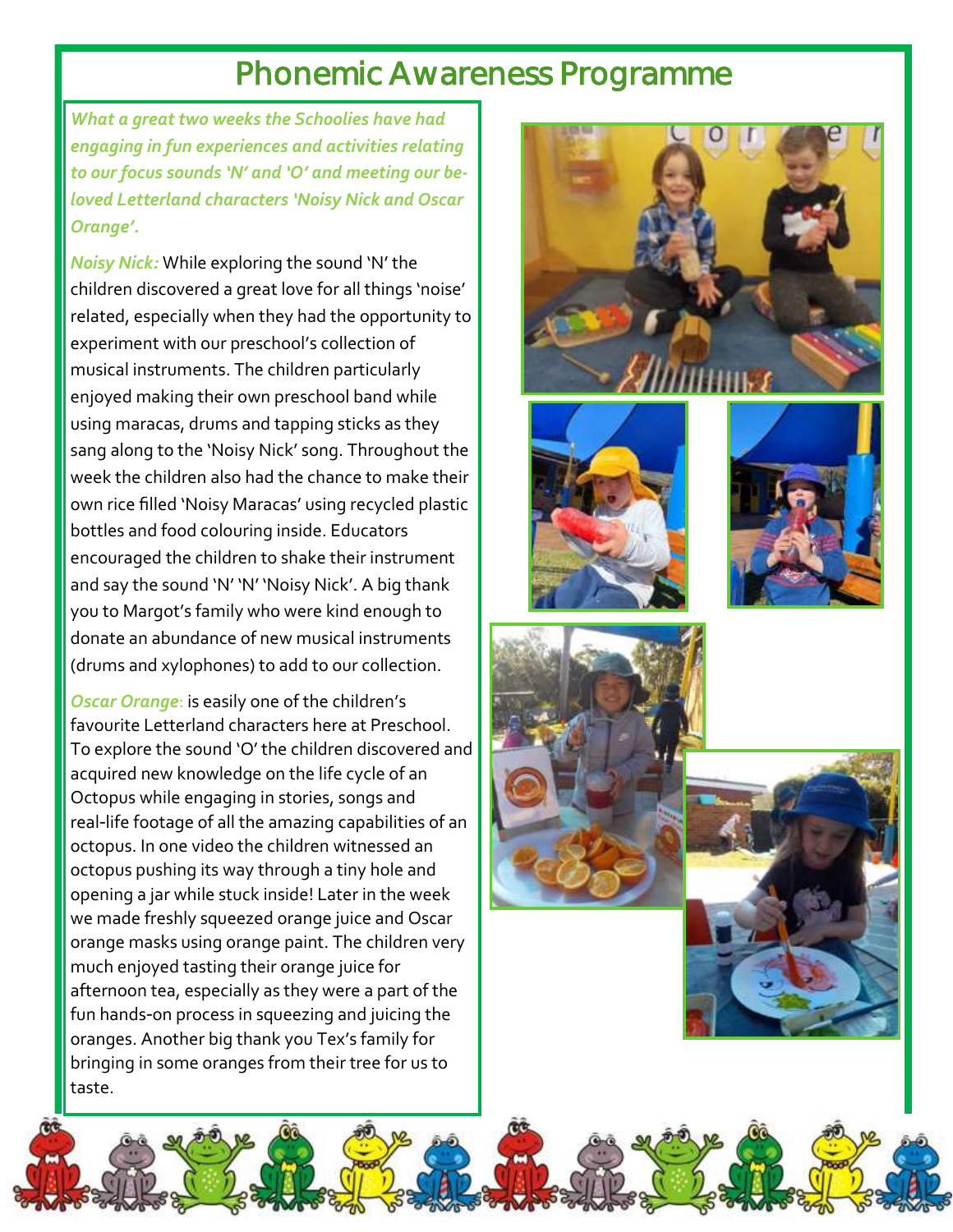# Phonemic Awareness Programme

*What a great two weeks the Schoolies have had engaging in fun experiences and activities relating to our focus sounds 'N' and 'O' and meeting our be-loved Letterland characters 'Noisy Nick and Oscar Orange'.*

*Noisy Nick:* While exploring the sound 'N' the children discovered a great love for all things 'noise' related, especially when they had the opportunity to experiment with our preschool's collection of musical instruments. The children particularly enjoyed making their own preschool band while using maracas, drums and tapping sticks as they sang along to the 'Noisy Nick' song. Throughout the week the children also had the chance to make their own rice filled 'Noisy Maracas' using recycled plastic bottles and food colouring inside. Educators encouraged the children to shake their instrument and say the sound 'N' 'N' 'Noisy Nick'. A big thank you to Margot's family who were kind enough to donate an abundance of new musical instruments (drums and xylophones) to add to our collection.

*Oscar Orange*: is easily one of the children's favourite Letterland characters here at Preschool. To explore the sound 'O' the children discovered and acquired new knowledge on the life cycle of an Octopus while engaging in stories, songs and real-life footage of all the amazing capabilities of an octopus. In one video the children witnessed an octopus pushing its way through a tiny hole and opening a jar while stuck inside! Later in the week we made freshly squeezed orange juice and Oscar orange masks using orange paint. The children very much enjoyed tasting their orange juice for afternoon tea, especially as they were a part of the fun hands-on process in squeezing and juicing the oranges. Another big thank you Tex's family for bringing in some oranges from their tree for us to taste.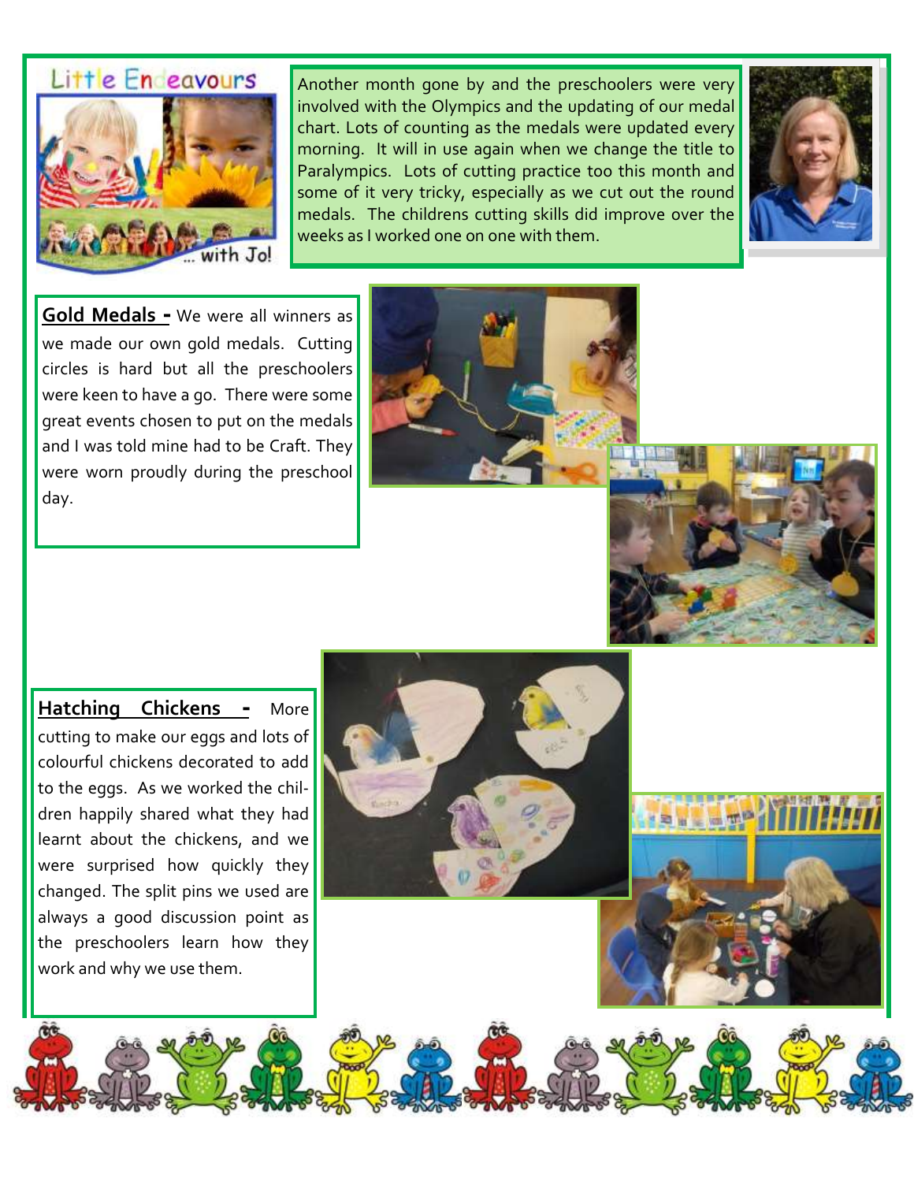# Little Endeavours ... with Jo!

Another month gone by and the preschoolers were very involved with the Olympics and the updating of our medal chart. Lots of counting as the medals were updated every morning. It will in use again when we change the title to Paralympics. Lots of cutting practice too this month and some of it very tricky, especially as we cut out the round medals. The childrens cutting skills did improve over the weeks as I worked one on one with them.

**Gold Medals -** We were all winners as we made our own gold medals. Cutting circles is hard but all the preschoolers were keen to have a go. There were some great events chosen to put on the medals and I was told mine had to be Craft. They were worn proudly during the preschool day.

**Hatching Chickens -** More cutting to make our eggs and lots of colourful chickens decorated to add to the eggs. As we worked the children happily shared what they had learnt about the chickens, and we were surprised how quickly they changed. The split pins we used are always a good discussion point as the preschoolers learn how they work and why we use them.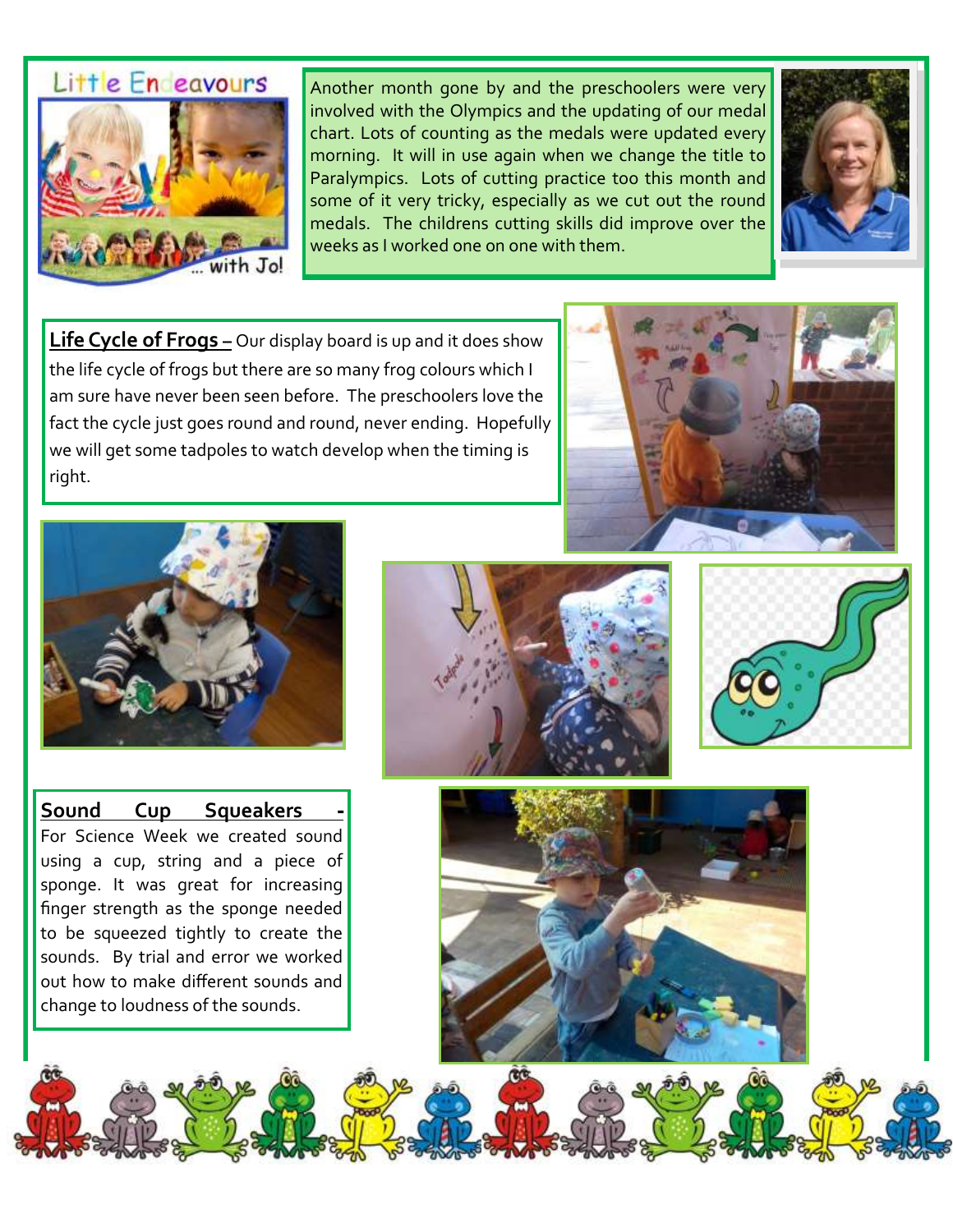## Little Endeavours ... with Jo!

Another month gone by and the preschoolers were very involved with the Olympics and the updating of our medal chart. Lots of counting as the medals were updated every morning. It will in use again when we change the title to Paralympics. Lots of cutting practice too this month and some of it very tricky, especially as we cut out the round medals. The childrens cutting skills did improve over the weeks as I worked one on one with them.

**Life Cycle of Frogs –** Our display board is up and it does show the life cycle of frogs but there are so many frog colours which I am sure have never been seen before. The preschoolers love the fact the cycle just goes round and round, never ending. Hopefully we will get some tadpoles to watch develop when the timing is right.

**Sound Cup Squeakers -** For Science Week we created sound using a cup, string and a piece of sponge. It was great for increasing finger strength as the sponge needed to be squeezed tightly to create the sounds. By trial and error we worked out how to make different sounds and change to loudness of the sounds.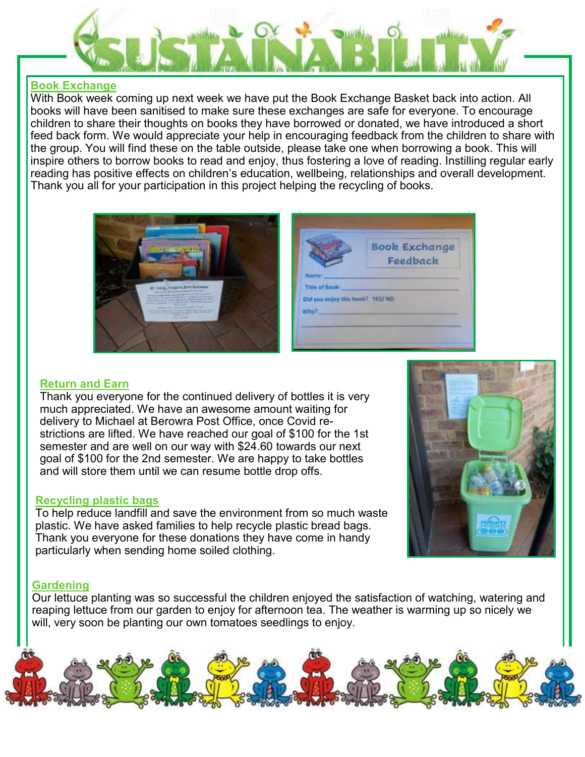# SUSTAINABILITY

## Book Exchange

With Book week coming up next week we have put the Book Exchange Basket back into action. All books will have been sanitised to make sure these exchanges are safe for everyone. To encourage children to share their thoughts on books they have borrowed or donated, we have introduced a short feed back form. We would appreciate your help in encouraging feedback from the children to share with the group. You will find these on the table outside, please take one when borrowing a book. This will inspire others to borrow books to read and enjoy, thus fostering a love of reading. Instilling regular early reading has positive effects on children's education, wellbeing, relationships and overall development. Thank you all for your participation in this project helping the recycling of books.

## Return and Earn

Thank you everyone for the continued delivery of bottles it is very much appreciated. We have an awesome amount waiting for delivery to Michael at Berowra Post Office, once Covid restrictions are lifted. We have reached our goal of $100 for the 1st semester and are well on our way with $24.60 towards our next goal of $100 for the 2nd semester. We are happy to take bottles and will store them until we can resume bottle drop offs.

## Recycling plastic bags

To help reduce landfill and save the environment from so much waste plastic. We have asked families to help recycle plastic bread bags. Thank you everyone for these donations they have come in handy particularly when sending home soiled clothing.

## Gardening

Our lettuce planting was so successful the children enjoyed the satisfaction of watching, watering and reaping lettuce from our garden to enjoy for afternoon tea. The weather is warming up so nicely we will, very soon be planting our own tomatoes seedlings to enjoy.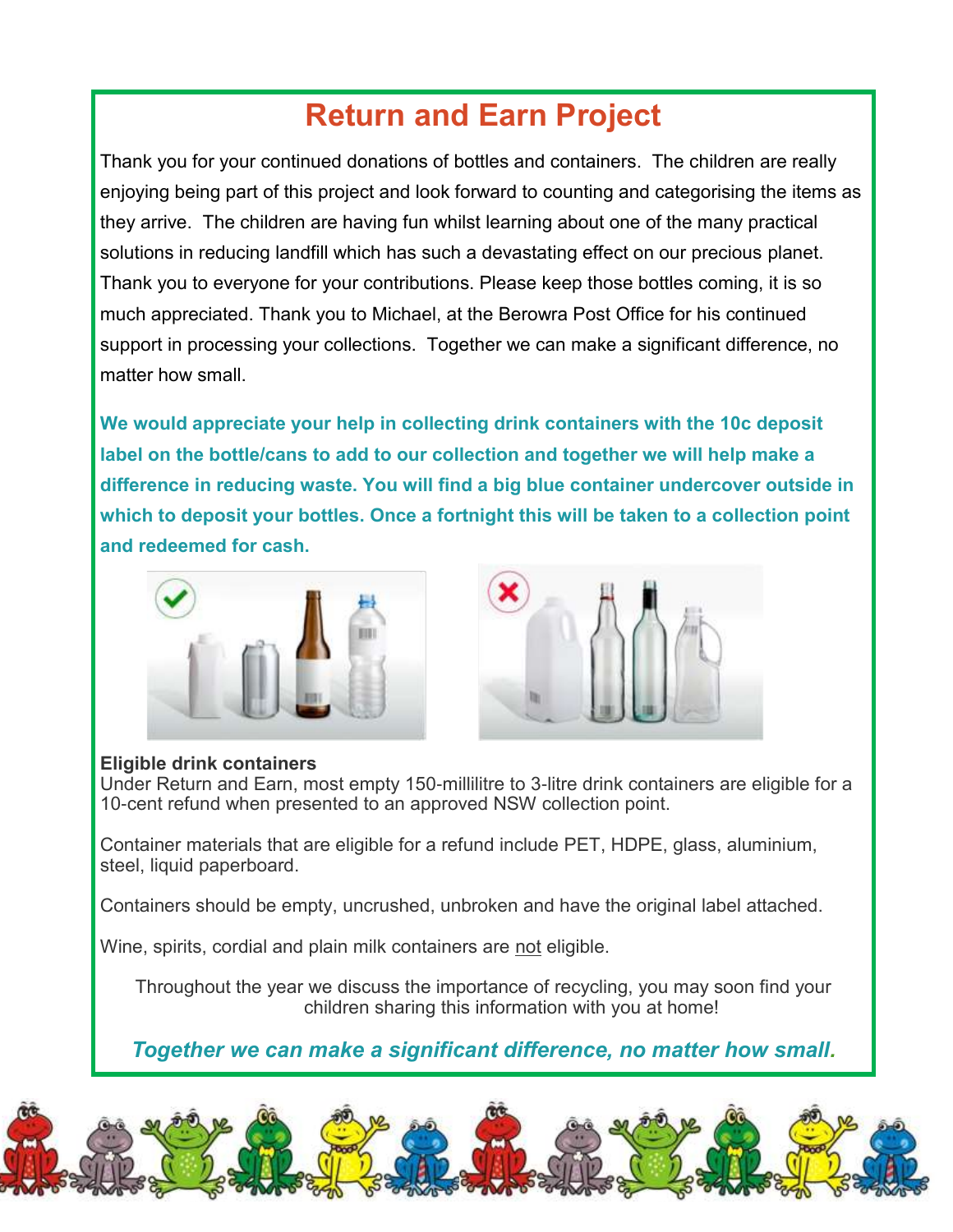# Return and Earn Project

Thank you for your continued donations of bottles and containers. The children are really enjoying being part of this project and look forward to counting and categorising the items as they arrive. The children are having fun whilst learning about one of the many practical solutions in reducing landfill which has such a devastating effect on our precious planet. Thank you to everyone for your contributions. Please keep those bottles coming, it is so much appreciated. Thank you to Michael, at the Berowra Post Office for his continued support in processing your collections. Together we can make a significant difference, no matter how small.

**We would appreciate your help in collecting drink containers with the 10c deposit label on the bottle/cans to add to our collection and together we will help make a difference in reducing waste. You will find a big blue container undercover outside in which to deposit your bottles. Once a fortnight this will be taken to a collection point and redeemed for cash.**

**Eligible drink containers**
Under Return and Earn, most empty 150-millilitre to 3-litre drink containers are eligible for a 10-cent refund when presented to an approved NSW collection point.

Container materials that are eligible for a refund include PET, HDPE, glass, aluminium, steel, liquid paperboard.

Containers should be empty, uncrushed, unbroken and have the original label attached.

Wine, spirits, cordial and plain milk containers are not eligible.

Throughout the year we discuss the importance of recycling, you may soon find your children sharing this information with you at home!

***Together we can make a significant difference, no matter how small.***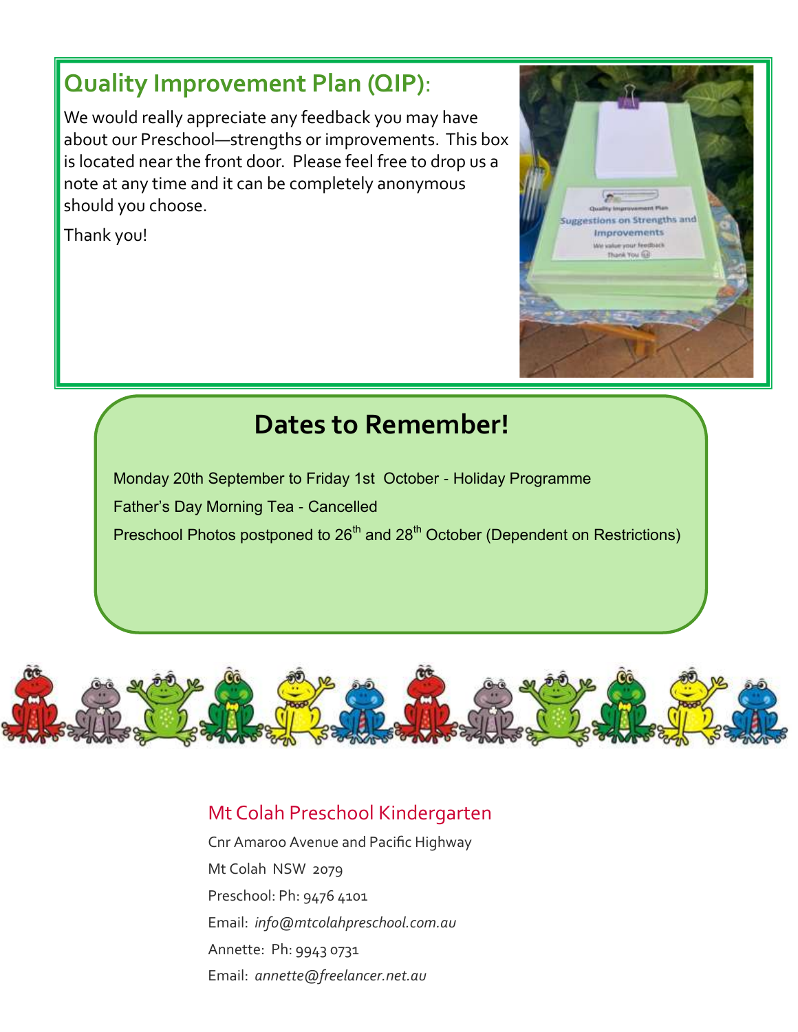## Quality Improvement Plan (QIP):

We would really appreciate any feedback you may have about our Preschool—strengths or improvements. This box is located near the front door. Please feel free to drop us a note at any time and it can be completely anonymous should you choose.

Thank you!

## Dates to Remember!

Monday 20th September to Friday 1st October - Holiday Programme

Father's Day Morning Tea - Cancelled

Preschool Photos postponed to 26th and 28th October (Dependent on Restrictions)

Mt Colah Preschool Kindergarten

Cnr Amaroo Avenue and Pacific Highway

Mt Colah NSW 2079

Preschool: Ph: 9476 4101

Email: *info@mtcolahpreschool.com.au*

Annette: Ph: 9943 0731

Email: *annette@freelancer.net.au*